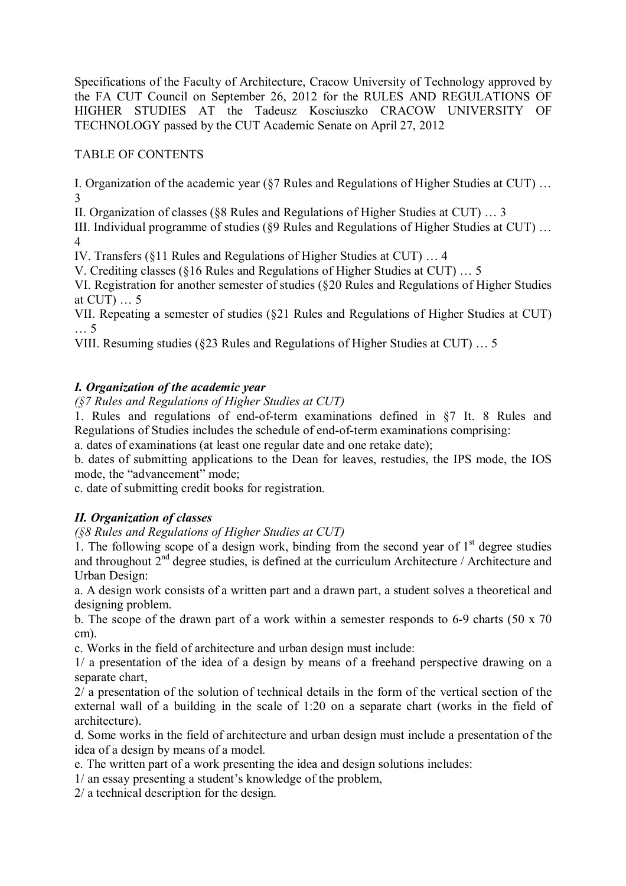Specifications of the Faculty of Architecture, Cracow University of Technology approved by the FA CUT Council on September 26, 2012 for the RULES AND REGULATIONS OF HIGHER STUDIES AT the Tadeusz Kosciuszko CRACOW UNIVERSITY OF TECHNOLOGY passed by the CUT Academic Senate on April 27, 2012

TABLE OF CONTENTS

I. Organization of the academic year (§7 Rules and Regulations of Higher Studies at CUT) … 3
II. Organization of classes (§8 Rules and Regulations of Higher Studies at CUT) … 3
III. Individual programme of studies (§9 Rules and Regulations of Higher Studies at CUT) … 4
IV. Transfers (§11 Rules and Regulations of Higher Studies at CUT) … 4
V. Crediting classes (§16 Rules and Regulations of Higher Studies at CUT) … 5
VI. Registration for another semester of studies (§20 Rules and Regulations of Higher Studies at CUT) … 5
VII. Repeating a semester of studies (§21 Rules and Regulations of Higher Studies at CUT) … 5
VIII. Resuming studies (§23 Rules and Regulations of Higher Studies at CUT) … 5

### *I. Organization of the academic year*

*(§7 Rules and Regulations of Higher Studies at CUT)*

1. Rules and regulations of end-of-term examinations defined in §7 It. 8 Rules and Regulations of Studies includes the schedule of end-of-term examinations comprising:

a. dates of examinations (at least one regular date and one retake date);
b. dates of submitting applications to the Dean for leaves, restudies, the IPS mode, the IOS mode, the "advancement" mode;
c. date of submitting credit books for registration.

### *II. Organization of classes*

*(§8 Rules and Regulations of Higher Studies at CUT)*

1. The following scope of a design work, binding from the second year of 1st degree studies and throughout 2nd degree studies, is defined at the curriculum Architecture / Architecture and Urban Design:

a. A design work consists of a written part and a drawn part, a student solves a theoretical and designing problem.
b. The scope of the drawn part of a work within a semester responds to 6-9 charts (50 x 70 cm).
c. Works in the field of architecture and urban design must include:
1/ a presentation of the idea of a design by means of a freehand perspective drawing on a separate chart,
2/ a presentation of the solution of technical details in the form of the vertical section of the external wall of a building in the scale of 1:20 on a separate chart (works in the field of architecture).
d. Some works in the field of architecture and urban design must include a presentation of the idea of a design by means of a model.
e. The written part of a work presenting the idea and design solutions includes:
1/ an essay presenting a student's knowledge of the problem,
2/ a technical description for the design.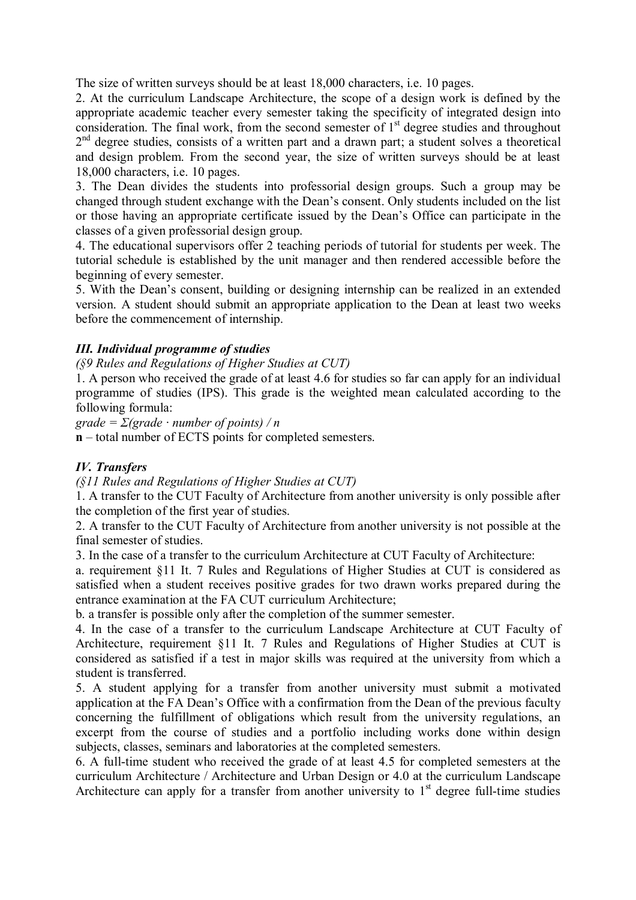The size of written surveys should be at least 18,000 characters, i.e. 10 pages.

2. At the curriculum Landscape Architecture, the scope of a design work is defined by the appropriate academic teacher every semester taking the specificity of integrated design into consideration. The final work, from the second semester of 1st degree studies and throughout 2nd degree studies, consists of a written part and a drawn part; a student solves a theoretical and design problem. From the second year, the size of written surveys should be at least 18,000 characters, i.e. 10 pages.

3. The Dean divides the students into professorial design groups. Such a group may be changed through student exchange with the Dean's consent. Only students included on the list or those having an appropriate certificate issued by the Dean's Office can participate in the classes of a given professorial design group.

4. The educational supervisors offer 2 teaching periods of tutorial for students per week. The tutorial schedule is established by the unit manager and then rendered accessible before the beginning of every semester.

5. With the Dean's consent, building or designing internship can be realized in an extended version. A student should submit an appropriate application to the Dean at least two weeks before the commencement of internship.

### *III. Individual programme of studies*

*(§9 Rules and Regulations of Higher Studies at CUT)*

1. A person who received the grade of at least 4.6 for studies so far can apply for an individual programme of studies (IPS). This grade is the weighted mean calculated according to the following formula:

*grade = Σ(grade · number of points) / n*

**n** – total number of ECTS points for completed semesters.

### *IV. Transfers*

*(§11 Rules and Regulations of Higher Studies at CUT)*

1. A transfer to the CUT Faculty of Architecture from another university is only possible after the completion of the first year of studies.

2. A transfer to the CUT Faculty of Architecture from another university is not possible at the final semester of studies.

3. In the case of a transfer to the curriculum Architecture at CUT Faculty of Architecture:

a. requirement §11 It. 7 Rules and Regulations of Higher Studies at CUT is considered as satisfied when a student receives positive grades for two drawn works prepared during the entrance examination at the FA CUT curriculum Architecture;

b. a transfer is possible only after the completion of the summer semester.

4. In the case of a transfer to the curriculum Landscape Architecture at CUT Faculty of Architecture, requirement §11 It. 7 Rules and Regulations of Higher Studies at CUT is considered as satisfied if a test in major skills was required at the university from which a student is transferred.

5. A student applying for a transfer from another university must submit a motivated application at the FA Dean's Office with a confirmation from the Dean of the previous faculty concerning the fulfillment of obligations which result from the university regulations, an excerpt from the course of studies and a portfolio including works done within design subjects, classes, seminars and laboratories at the completed semesters.

6. A full-time student who received the grade of at least 4.5 for completed semesters at the curriculum Architecture / Architecture and Urban Design or 4.0 at the curriculum Landscape Architecture can apply for a transfer from another university to 1st degree full-time studies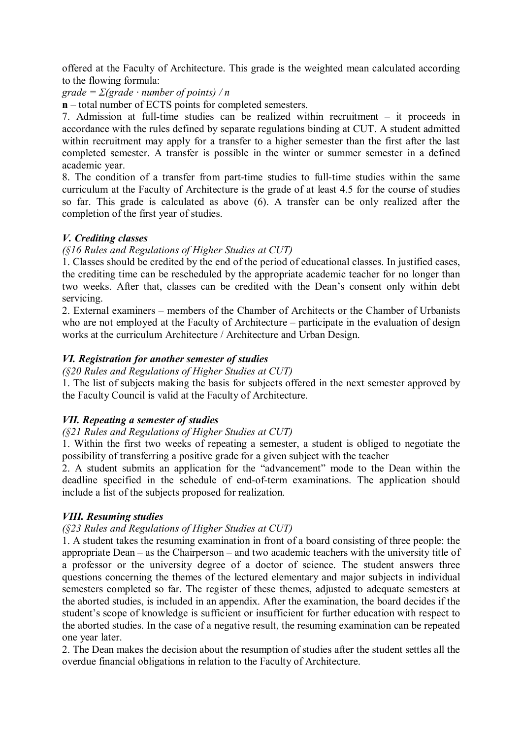offered at the Faculty of Architecture. This grade is the weighted mean calculated according to the flowing formula:

*grade = Σ(grade · number of points) / n*

**n** – total number of ECTS points for completed semesters.

7. Admission at full-time studies can be realized within recruitment – it proceeds in accordance with the rules defined by separate regulations binding at CUT. A student admitted within recruitment may apply for a transfer to a higher semester than the first after the last completed semester. A transfer is possible in the winter or summer semester in a defined academic year.

8. The condition of a transfer from part-time studies to full-time studies within the same curriculum at the Faculty of Architecture is the grade of at least 4.5 for the course of studies so far. This grade is calculated as above (6). A transfer can be only realized after the completion of the first year of studies.

### *V. Crediting classes*

*(§16 Rules and Regulations of Higher Studies at CUT)*

1. Classes should be credited by the end of the period of educational classes. In justified cases, the crediting time can be rescheduled by the appropriate academic teacher for no longer than two weeks. After that, classes can be credited with the Dean's consent only within debt servicing.

2. External examiners – members of the Chamber of Architects or the Chamber of Urbanists who are not employed at the Faculty of Architecture – participate in the evaluation of design works at the curriculum Architecture / Architecture and Urban Design.

### *VI. Registration for another semester of studies*

*(§20 Rules and Regulations of Higher Studies at CUT)*

1. The list of subjects making the basis for subjects offered in the next semester approved by the Faculty Council is valid at the Faculty of Architecture.

### *VII. Repeating a semester of studies*

*(§21 Rules and Regulations of Higher Studies at CUT)*

1. Within the first two weeks of repeating a semester, a student is obliged to negotiate the possibility of transferring a positive grade for a given subject with the teacher

2. A student submits an application for the "advancement" mode to the Dean within the deadline specified in the schedule of end-of-term examinations. The application should include a list of the subjects proposed for realization.

### *VIII. Resuming studies*

*(§23 Rules and Regulations of Higher Studies at CUT)*

1. A student takes the resuming examination in front of a board consisting of three people: the appropriate Dean – as the Chairperson – and two academic teachers with the university title of a professor or the university degree of a doctor of science. The student answers three questions concerning the themes of the lectured elementary and major subjects in individual semesters completed so far. The register of these themes, adjusted to adequate semesters at the aborted studies, is included in an appendix. After the examination, the board decides if the student's scope of knowledge is sufficient or insufficient for further education with respect to the aborted studies. In the case of a negative result, the resuming examination can be repeated one year later.

2. The Dean makes the decision about the resumption of studies after the student settles all the overdue financial obligations in relation to the Faculty of Architecture.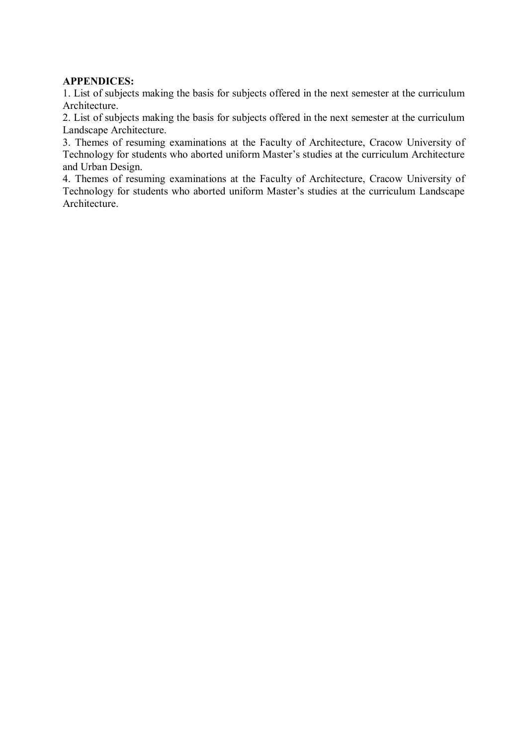**APPENDICES:**

1. List of subjects making the basis for subjects offered in the next semester at the curriculum Architecture.
2. List of subjects making the basis for subjects offered in the next semester at the curriculum Landscape Architecture.
3. Themes of resuming examinations at the Faculty of Architecture, Cracow University of Technology for students who aborted uniform Master's studies at the curriculum Architecture and Urban Design.
4. Themes of resuming examinations at the Faculty of Architecture, Cracow University of Technology for students who aborted uniform Master's studies at the curriculum Landscape Architecture.